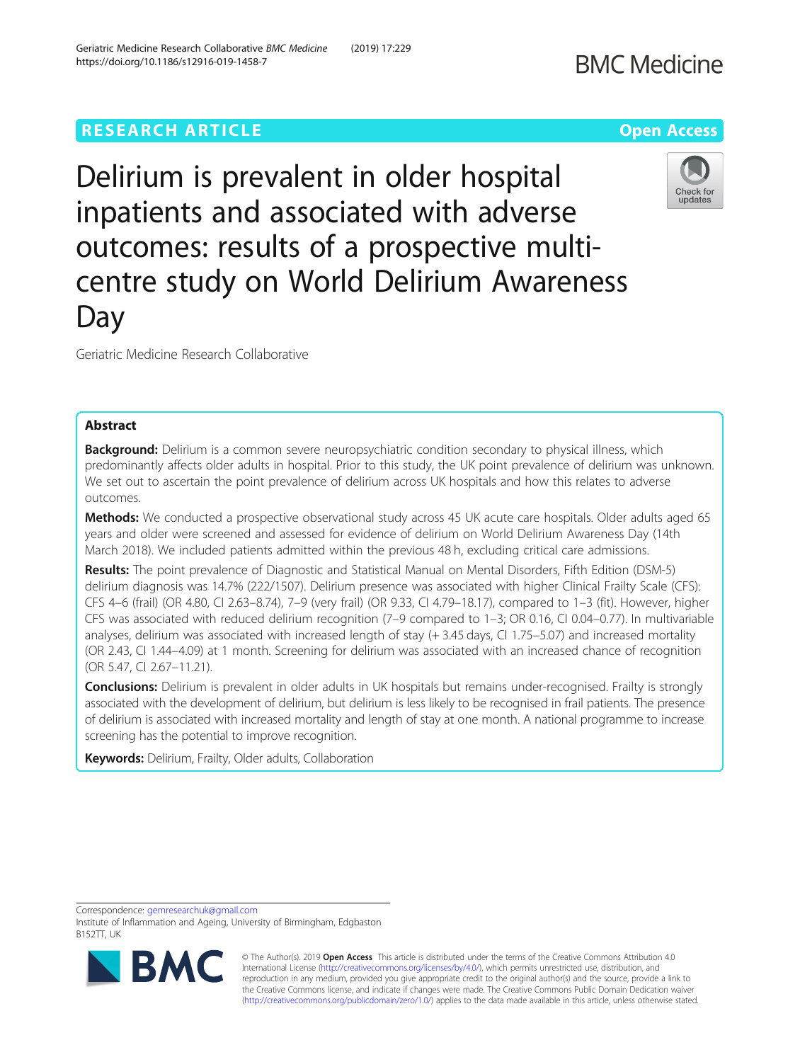RESEARCH ARTICLE

Open Access

# Delirium is prevalent in older hospital inpatients and associated with adverse outcomes: results of a prospective multi-centre study on World Delirium Awareness Day

Geriatric Medicine Research Collaborative

## Abstract

**Background:** Delirium is a common severe neuropsychiatric condition secondary to physical illness, which predominantly affects older adults in hospital. Prior to this study, the UK point prevalence of delirium was unknown. We set out to ascertain the point prevalence of delirium across UK hospitals and how this relates to adverse outcomes.

**Methods:** We conducted a prospective observational study across 45 UK acute care hospitals. Older adults aged 65 years and older were screened and assessed for evidence of delirium on World Delirium Awareness Day (14th March 2018). We included patients admitted within the previous 48 h, excluding critical care admissions.

**Results:** The point prevalence of Diagnostic and Statistical Manual on Mental Disorders, Fifth Edition (DSM-5) delirium diagnosis was 14.7% (222/1507). Delirium presence was associated with higher Clinical Frailty Scale (CFS): CFS 4–6 (frail) (OR 4.80, CI 2.63–8.74), 7–9 (very frail) (OR 9.33, CI 4.79–18.17), compared to 1–3 (fit). However, higher CFS was associated with reduced delirium recognition (7–9 compared to 1–3; OR 0.16, CI 0.04–0.77). In multivariable analyses, delirium was associated with increased length of stay (+ 3.45 days, CI 1.75–5.07) and increased mortality (OR 2.43, CI 1.44–4.09) at 1 month. Screening for delirium was associated with an increased chance of recognition (OR 5.47, CI 2.67–11.21).

**Conclusions:** Delirium is prevalent in older adults in UK hospitals but remains under-recognised. Frailty is strongly associated with the development of delirium, but delirium is less likely to be recognised in frail patients. The presence of delirium is associated with increased mortality and length of stay at one month. A national programme to increase screening has the potential to improve recognition.

**Keywords:** Delirium, Frailty, Older adults, Collaboration

---

Correspondence: gemresearchuk@gmail.com
Institute of Inflammation and Ageing, University of Birmingham, Edgbaston B152TT, UK

© The Author(s). 2019 **Open Access** This article is distributed under the terms of the Creative Commons Attribution 4.0 International License (http://creativecommons.org/licenses/by/4.0/), which permits unrestricted use, distribution, and reproduction in any medium, provided you give appropriate credit to the original author(s) and the source, provide a link to the Creative Commons license, and indicate if changes were made. The Creative Commons Public Domain Dedication waiver (http://creativecommons.org/publicdomain/zero/1.0/) applies to the data made available in this article, unless otherwise stated.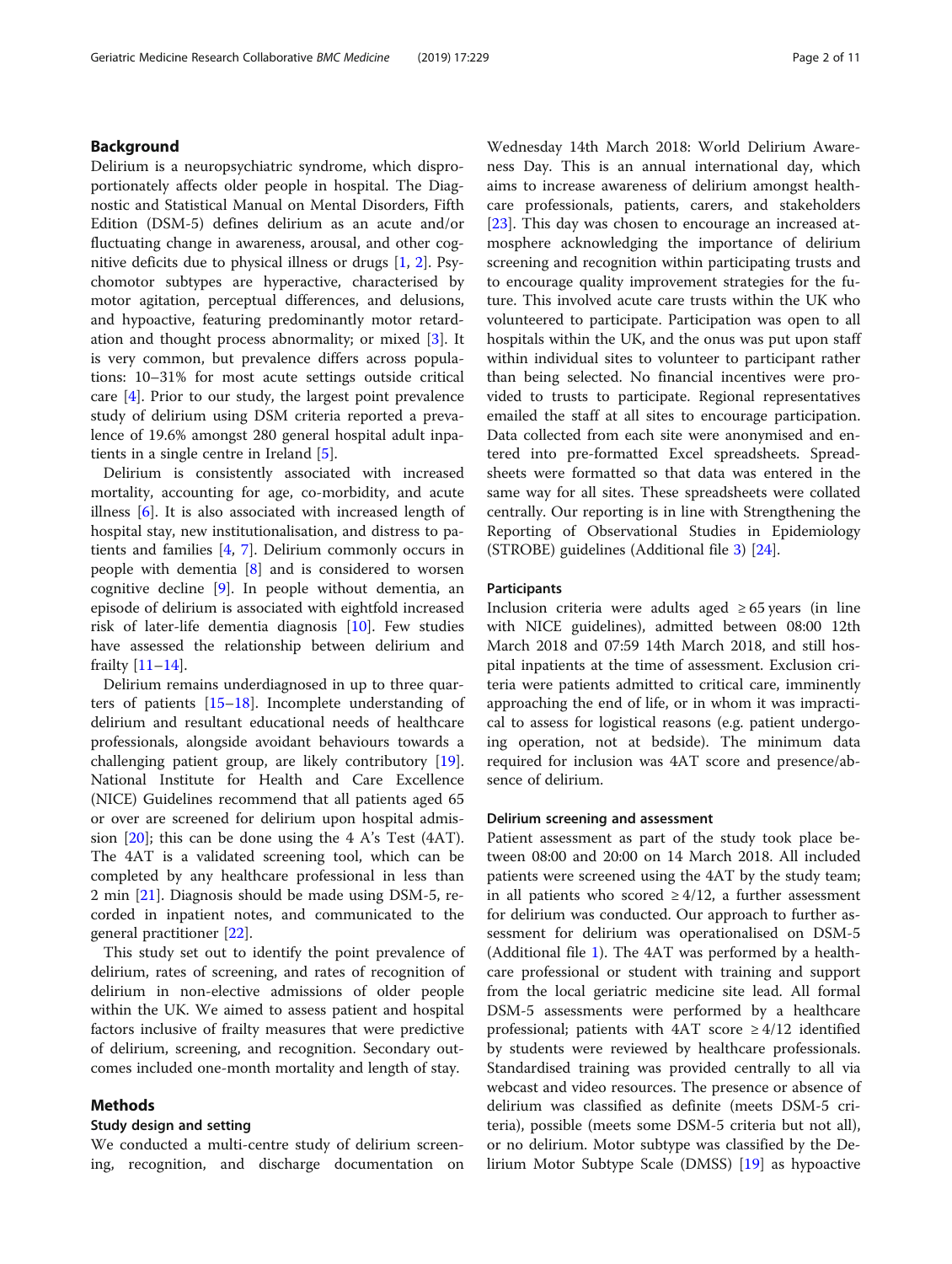## Background

Delirium is a neuropsychiatric syndrome, which disproportionately affects older people in hospital. The Diagnostic and Statistical Manual on Mental Disorders, Fifth Edition (DSM-5) defines delirium as an acute and/or fluctuating change in awareness, arousal, and other cognitive deficits due to physical illness or drugs [1, 2]. Psychomotor subtypes are hyperactive, characterised by motor agitation, perceptual differences, and delusions, and hypoactive, featuring predominantly motor retardation and thought process abnormality; or mixed [3]. It is very common, but prevalence differs across populations: 10–31% for most acute settings outside critical care [4]. Prior to our study, the largest point prevalence study of delirium using DSM criteria reported a prevalence of 19.6% amongst 280 general hospital adult inpatients in a single centre in Ireland [5].

Delirium is consistently associated with increased mortality, accounting for age, co-morbidity, and acute illness [6]. It is also associated with increased length of hospital stay, new institutionalisation, and distress to patients and families [4, 7]. Delirium commonly occurs in people with dementia [8] and is considered to worsen cognitive decline [9]. In people without dementia, an episode of delirium is associated with eightfold increased risk of later-life dementia diagnosis [10]. Few studies have assessed the relationship between delirium and frailty [11–14].

Delirium remains underdiagnosed in up to three quarters of patients [15–18]. Incomplete understanding of delirium and resultant educational needs of healthcare professionals, alongside avoidant behaviours towards a challenging patient group, are likely contributory [19]. National Institute for Health and Care Excellence (NICE) Guidelines recommend that all patients aged 65 or over are screened for delirium upon hospital admission [20]; this can be done using the 4 A's Test (4AT). The 4AT is a validated screening tool, which can be completed by any healthcare professional in less than 2 min [21]. Diagnosis should be made using DSM-5, recorded in inpatient notes, and communicated to the general practitioner [22].

This study set out to identify the point prevalence of delirium, rates of screening, and rates of recognition of delirium in non-elective admissions of older people within the UK. We aimed to assess patient and hospital factors inclusive of frailty measures that were predictive of delirium, screening, and recognition. Secondary outcomes included one-month mortality and length of stay.

## Methods

### Study design and setting

We conducted a multi-centre study of delirium screening, recognition, and discharge documentation on Wednesday 14th March 2018: World Delirium Awareness Day. This is an annual international day, which aims to increase awareness of delirium amongst healthcare professionals, patients, carers, and stakeholders [23]. This day was chosen to encourage an increased atmosphere acknowledging the importance of delirium screening and recognition within participating trusts and to encourage quality improvement strategies for the future. This involved acute care trusts within the UK who volunteered to participate. Participation was open to all hospitals within the UK, and the onus was put upon staff within individual sites to volunteer to participant rather than being selected. No financial incentives were provided to trusts to participate. Regional representatives emailed the staff at all sites to encourage participation. Data collected from each site were anonymised and entered into pre-formatted Excel spreadsheets. Spreadsheets were formatted so that data was entered in the same way for all sites. These spreadsheets were collated centrally. Our reporting is in line with Strengthening the Reporting of Observational Studies in Epidemiology (STROBE) guidelines (Additional file 3) [24].

### Participants

Inclusion criteria were adults aged ≥ 65 years (in line with NICE guidelines), admitted between 08:00 12th March 2018 and 07:59 14th March 2018, and still hospital inpatients at the time of assessment. Exclusion criteria were patients admitted to critical care, imminently approaching the end of life, or in whom it was impractical to assess for logistical reasons (e.g. patient undergoing operation, not at bedside). The minimum data required for inclusion was 4AT score and presence/absence of delirium.

### Delirium screening and assessment

Patient assessment as part of the study took place between 08:00 and 20:00 on 14 March 2018. All included patients were screened using the 4AT by the study team; in all patients who scored ≥ 4/12, a further assessment for delirium was conducted. Our approach to further assessment for delirium was operationalised on DSM-5 (Additional file 1). The 4AT was performed by a healthcare professional or student with training and support from the local geriatric medicine site lead. All formal DSM-5 assessments were performed by a healthcare professional; patients with 4AT score ≥ 4/12 identified by students were reviewed by healthcare professionals. Standardised training was provided centrally to all via webcast and video resources. The presence or absence of delirium was classified as definite (meets DSM-5 criteria), possible (meets some DSM-5 criteria but not all), or no delirium. Motor subtype was classified by the Delirium Motor Subtype Scale (DMSS) [19] as hypoactive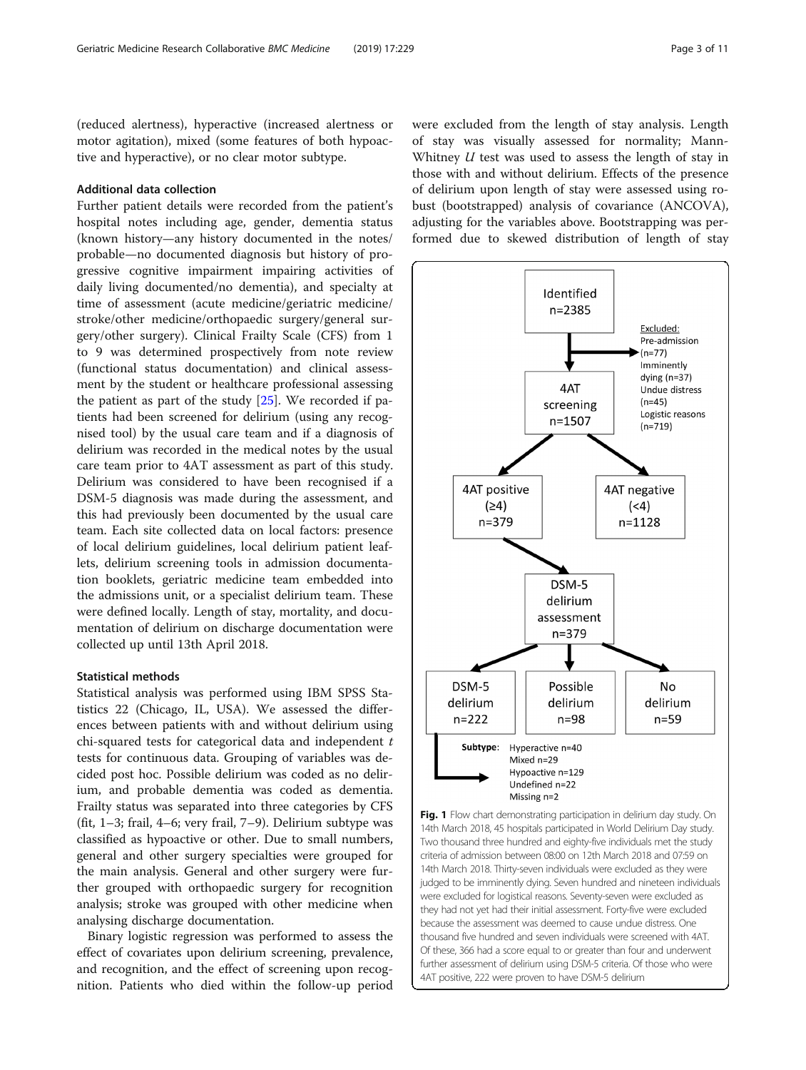(reduced alertness), hyperactive (increased alertness or motor agitation), mixed (some features of both hypoactive and hyperactive), or no clear motor subtype.

### Additional data collection

Further patient details were recorded from the patient's hospital notes including age, gender, dementia status (known history—any history documented in the notes/ probable—no documented diagnosis but history of progressive cognitive impairment impairing activities of daily living documented/no dementia), and specialty at time of assessment (acute medicine/geriatric medicine/ stroke/other medicine/orthopaedic surgery/general surgery/other surgery). Clinical Frailty Scale (CFS) from 1 to 9 was determined prospectively from note review (functional status documentation) and clinical assessment by the student or healthcare professional assessing the patient as part of the study [25]. We recorded if patients had been screened for delirium (using any recognised tool) by the usual care team and if a diagnosis of delirium was recorded in the medical notes by the usual care team prior to 4AT assessment as part of this study. Delirium was considered to have been recognised if a DSM-5 diagnosis was made during the assessment, and this had previously been documented by the usual care team. Each site collected data on local factors: presence of local delirium guidelines, local delirium patient leaflets, delirium screening tools in admission documentation booklets, geriatric medicine team embedded into the admissions unit, or a specialist delirium team. These were defined locally. Length of stay, mortality, and documentation of delirium on discharge documentation were collected up until 13th April 2018.

### Statistical methods

Statistical analysis was performed using IBM SPSS Statistics 22 (Chicago, IL, USA). We assessed the differences between patients with and without delirium using chi-squared tests for categorical data and independent *t* tests for continuous data. Grouping of variables was decided post hoc. Possible delirium was coded as no delirium, and probable dementia was coded as dementia. Frailty status was separated into three categories by CFS (fit, 1–3; frail, 4–6; very frail, 7–9). Delirium subtype was classified as hypoactive or other. Due to small numbers, general and other surgery specialties were grouped for the main analysis. General and other surgery were further grouped with orthopaedic surgery for recognition analysis; stroke was grouped with other medicine when analysing discharge documentation.

Binary logistic regression was performed to assess the effect of covariates upon delirium screening, prevalence, and recognition, and the effect of screening upon recognition. Patients who died within the follow-up period were excluded from the length of stay analysis. Length of stay was visually assessed for normality; Mann-Whitney *U* test was used to assess the length of stay in those with and without delirium. Effects of the presence of delirium upon length of stay were assessed using robust (bootstrapped) analysis of covariance (ANCOVA), adjusting for the variables above. Bootstrapping was performed due to skewed distribution of length of stay

Identified n=2385

Excluded: Pre-admission (n=77) Imminently dying (n=37) Undue distress (n=45) Logistic reasons (n=719)

4AT screening n=1507

4AT positive (≥4) n=379

4AT negative (<4) n=1128

DSM-5 delirium assessment n=379

DSM-5 delirium n=222

Possible delirium n=98

No delirium n=59

Subtype: Hyperactive n=40, Mixed n=29, Hypoactive n=129, Undefined n=22, Missing n=2

**Fig. 1** Flow chart demonstrating participation in delirium day study. On 14th March 2018, 45 hospitals participated in World Delirium Day study. Two thousand three hundred and eighty-five individuals met the study criteria of admission between 08:00 on 12th March 2018 and 07:59 on 14th March 2018. Thirty-seven individuals were excluded as they were judged to be imminently dying. Seven hundred and nineteen individuals were excluded for logistical reasons. Seventy-seven were excluded as they had not yet had their initial assessment. Forty-five were excluded because the assessment was deemed to cause undue distress. One thousand five hundred and seven individuals were screened with 4AT. Of these, 366 had a score equal to or greater than four and underwent further assessment of delirium using DSM-5 criteria. Of those who were 4AT positive, 222 were proven to have DSM-5 delirium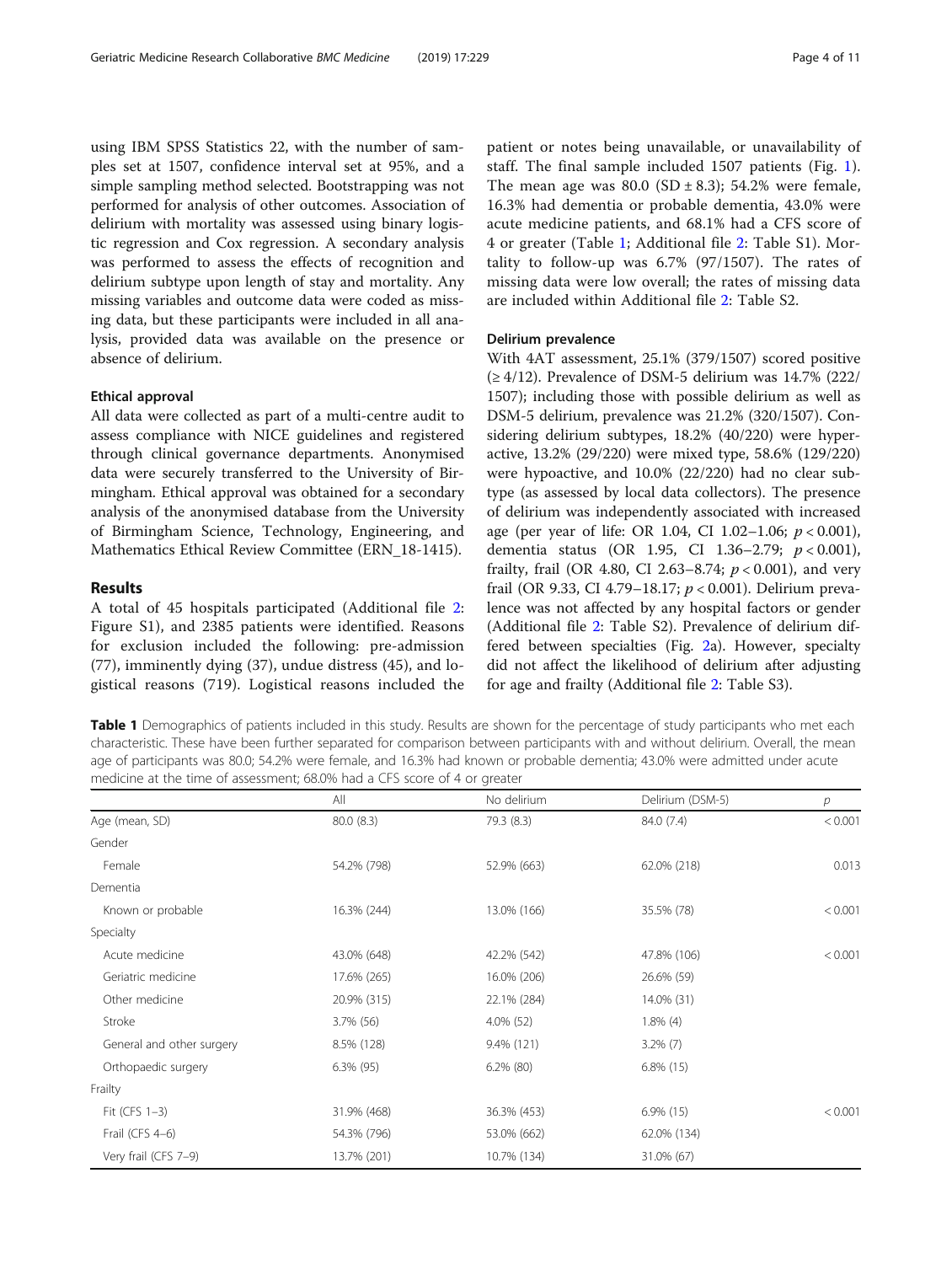using IBM SPSS Statistics 22, with the number of samples set at 1507, confidence interval set at 95%, and a simple sampling method selected. Bootstrapping was not performed for analysis of other outcomes. Association of delirium with mortality was assessed using binary logistic regression and Cox regression. A secondary analysis was performed to assess the effects of recognition and delirium subtype upon length of stay and mortality. Any missing variables and outcome data were coded as missing data, but these participants were included in all analysis, provided data was available on the presence or absence of delirium.

#### Ethical approval

All data were collected as part of a multi-centre audit to assess compliance with NICE guidelines and registered through clinical governance departments. Anonymised data were securely transferred to the University of Birmingham. Ethical approval was obtained for a secondary analysis of the anonymised database from the University of Birmingham Science, Technology, Engineering, and Mathematics Ethical Review Committee (ERN_18-1415).

### Results

A total of 45 hospitals participated (Additional file 2: Figure S1), and 2385 patients were identified. Reasons for exclusion included the following: pre-admission (77), imminently dying (37), undue distress (45), and logistical reasons (719). Logistical reasons included the patient or notes being unavailable, or unavailability of staff. The final sample included 1507 patients (Fig. 1). The mean age was 80.0 (SD ± 8.3); 54.2% were female, 16.3% had dementia or probable dementia, 43.0% were acute medicine patients, and 68.1% had a CFS score of 4 or greater (Table 1; Additional file 2: Table S1). Mortality to follow-up was 6.7% (97/1507). The rates of missing data were low overall; the rates of missing data are included within Additional file 2: Table S2.

#### Delirium prevalence

With 4AT assessment, 25.1% (379/1507) scored positive (≥ 4/12). Prevalence of DSM-5 delirium was 14.7% (222/1507); including those with possible delirium as well as DSM-5 delirium, prevalence was 21.2% (320/1507). Considering delirium subtypes, 18.2% (40/220) were hyperactive, 13.2% (29/220) were mixed type, 58.6% (129/220) were hypoactive, and 10.0% (22/220) had no clear subtype (as assessed by local data collectors). The presence of delirium was independently associated with increased age (per year of life: OR 1.04, CI 1.02–1.06; $p < 0.001$), dementia status (OR 1.95, CI 1.36–2.79; $p < 0.001$), frailty, frail (OR 4.80, CI 2.63–8.74; $p < 0.001$), and very frail (OR 9.33, CI 4.79–18.17; $p < 0.001$). Delirium prevalence was not affected by any hospital factors or gender (Additional file 2: Table S2). Prevalence of delirium differed between specialties (Fig. 2a). However, specialty did not affect the likelihood of delirium after adjusting for age and frailty (Additional file 2: Table S3).

**Table 1** Demographics of patients included in this study. Results are shown for the percentage of study participants who met each characteristic. These have been further separated for comparison between participants with and without delirium. Overall, the mean age of participants was 80.0; 54.2% were female, and 16.3% had known or probable dementia; 43.0% were admitted under acute medicine at the time of assessment; 68.0% had a CFS score of 4 or greater

| | All | No delirium | Delirium (DSM-5) | *p* |
|---|---|---|---|---|
| Age (mean, SD) | 80.0 (8.3) | 79.3 (8.3) | 84.0 (7.4) | < 0.001 |
| Gender | | | | |
| Female | 54.2% (798) | 52.9% (663) | 62.0% (218) | 0.013 |
| Dementia | | | | |
| Known or probable | 16.3% (244) | 13.0% (166) | 35.5% (78) | < 0.001 |
| Specialty | | | | |
| Acute medicine | 43.0% (648) | 42.2% (542) | 47.8% (106) | < 0.001 |
| Geriatric medicine | 17.6% (265) | 16.0% (206) | 26.6% (59) | |
| Other medicine | 20.9% (315) | 22.1% (284) | 14.0% (31) | |
| Stroke | 3.7% (56) | 4.0% (52) | 1.8% (4) | |
| General and other surgery | 8.5% (128) | 9.4% (121) | 3.2% (7) | |
| Orthopaedic surgery | 6.3% (95) | 6.2% (80) | 6.8% (15) | |
| Frailty | | | | |
| Fit (CFS 1–3) | 31.9% (468) | 36.3% (453) | 6.9% (15) | < 0.001 |
| Frail (CFS 4–6) | 54.3% (796) | 53.0% (662) | 62.0% (134) | |
| Very frail (CFS 7–9) | 13.7% (201) | 10.7% (134) | 31.0% (67) | |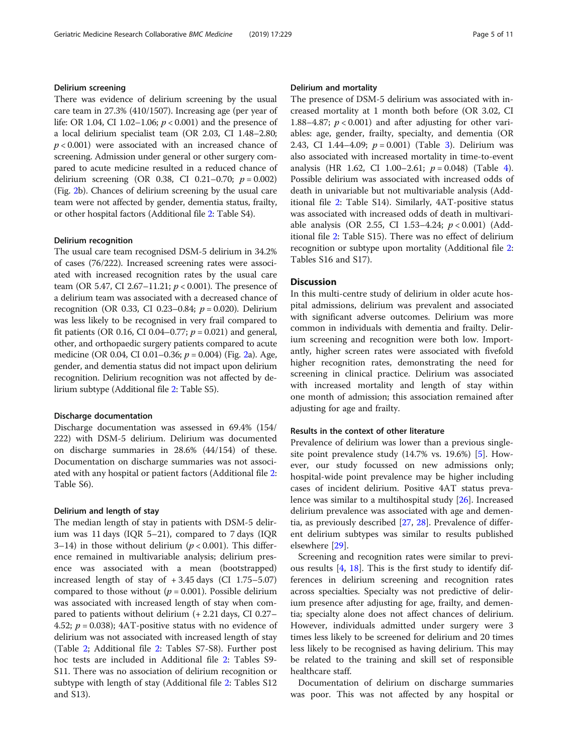### Delirium screening

There was evidence of delirium screening by the usual care team in 27.3% (410/1507). Increasing age (per year of life: OR 1.04, CI 1.02–1.06; $p < 0.001$) and the presence of a local delirium specialist team (OR 2.03, CI 1.48–2.80; $p < 0.001$) were associated with an increased chance of screening. Admission under general or other surgery compared to acute medicine resulted in a reduced chance of delirium screening (OR 0.38, CI 0.21–0.70; $p = 0.002$) (Fig. 2b). Chances of delirium screening by the usual care team were not affected by gender, dementia status, frailty, or other hospital factors (Additional file 2: Table S4).

### Delirium recognition

The usual care team recognised DSM-5 delirium in 34.2% of cases (76/222). Increased screening rates were associated with increased recognition rates by the usual care team (OR 5.47, CI 2.67–11.21; $p < 0.001$). The presence of a delirium team was associated with a decreased chance of recognition (OR 0.33, CI 0.23–0.84; $p = 0.020$). Delirium was less likely to be recognised in very frail compared to fit patients (OR 0.16, CI 0.04–0.77; $p = 0.021$) and general, other, and orthopaedic surgery patients compared to acute medicine (OR 0.04, CI 0.01–0.36; $p = 0.004$) (Fig. 2a). Age, gender, and dementia status did not impact upon delirium recognition. Delirium recognition was not affected by delirium subtype (Additional file 2: Table S5).

### Discharge documentation

Discharge documentation was assessed in 69.4% (154/222) with DSM-5 delirium. Delirium was documented on discharge summaries in 28.6% (44/154) of these. Documentation on discharge summaries was not associated with any hospital or patient factors (Additional file 2: Table S6).

### Delirium and length of stay

The median length of stay in patients with DSM-5 delirium was 11 days (IQR 5–21), compared to 7 days (IQR 3–14) in those without delirium ($p < 0.001$). This difference remained in multivariable analysis; delirium presence was associated with a mean (bootstrapped) increased length of stay of + 3.45 days (CI 1.75–5.07) compared to those without ($p = 0.001$). Possible delirium was associated with increased length of stay when compared to patients without delirium (+ 2.21 days, CI 0.27–4.52; $p = 0.038$); 4AT-positive status with no evidence of delirium was not associated with increased length of stay (Table 2; Additional file 2: Tables S7-S8). Further post hoc tests are included in Additional file 2: Tables S9-S11. There was no association of delirium recognition or subtype with length of stay (Additional file 2: Tables S12 and S13).

### Delirium and mortality

The presence of DSM-5 delirium was associated with increased mortality at 1 month both before (OR 3.02, CI 1.88–4.87; $p < 0.001$) and after adjusting for other variables: age, gender, frailty, specialty, and dementia (OR 2.43, CI 1.44–4.09; $p = 0.001$) (Table 3). Delirium was also associated with increased mortality in time-to-event analysis (HR 1.62, CI 1.00–2.61; $p = 0.048$) (Table 4). Possible delirium was associated with increased odds of death in univariable but not multivariable analysis (Additional file 2: Table S14). Similarly, 4AT-positive status was associated with increased odds of death in multivariable analysis (OR 2.55, CI 1.53–4.24; $p < 0.001$) (Additional file 2: Table S15). There was no effect of delirium recognition or subtype upon mortality (Additional file 2: Tables S16 and S17).

## Discussion

In this multi-centre study of delirium in older acute hospital admissions, delirium was prevalent and associated with significant adverse outcomes. Delirium was more common in individuals with dementia and frailty. Delirium screening and recognition were both low. Importantly, higher screen rates were associated with fivefold higher recognition rates, demonstrating the need for screening in clinical practice. Delirium was associated with increased mortality and length of stay within one month of admission; this association remained after adjusting for age and frailty.

### Results in the context of other literature

Prevalence of delirium was lower than a previous single-site point prevalence study (14.7% vs. 19.6%) [5]. However, our study focussed on new admissions only; hospital-wide point prevalence may be higher including cases of incident delirium. Positive 4AT status prevalence was similar to a multihospital study [26]. Increased delirium prevalence was associated with age and dementia, as previously described [27, 28]. Prevalence of different delirium subtypes was similar to results published elsewhere [29].

Screening and recognition rates were similar to previous results [4, 18]. This is the first study to identify differences in delirium screening and recognition rates across specialties. Specialty was not predictive of delirium presence after adjusting for age, frailty, and dementia; specialty alone does not affect chances of delirium. However, individuals admitted under surgery were 3 times less likely to be screened for delirium and 20 times less likely to be recognised as having delirium. This may be related to the training and skill set of responsible healthcare staff.

Documentation of delirium on discharge summaries was poor. This was not affected by any hospital or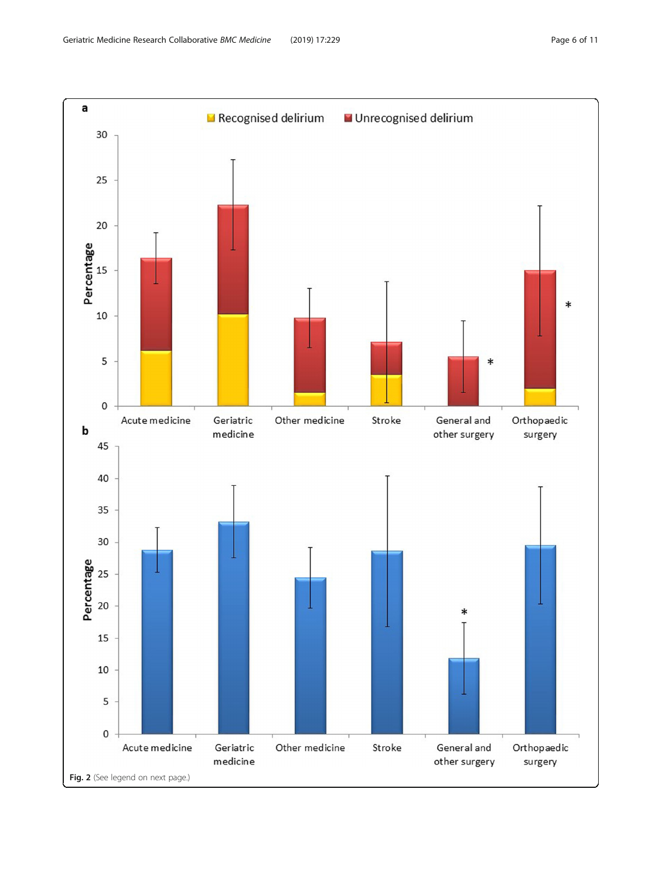Fig. 2 (See legend on next page.)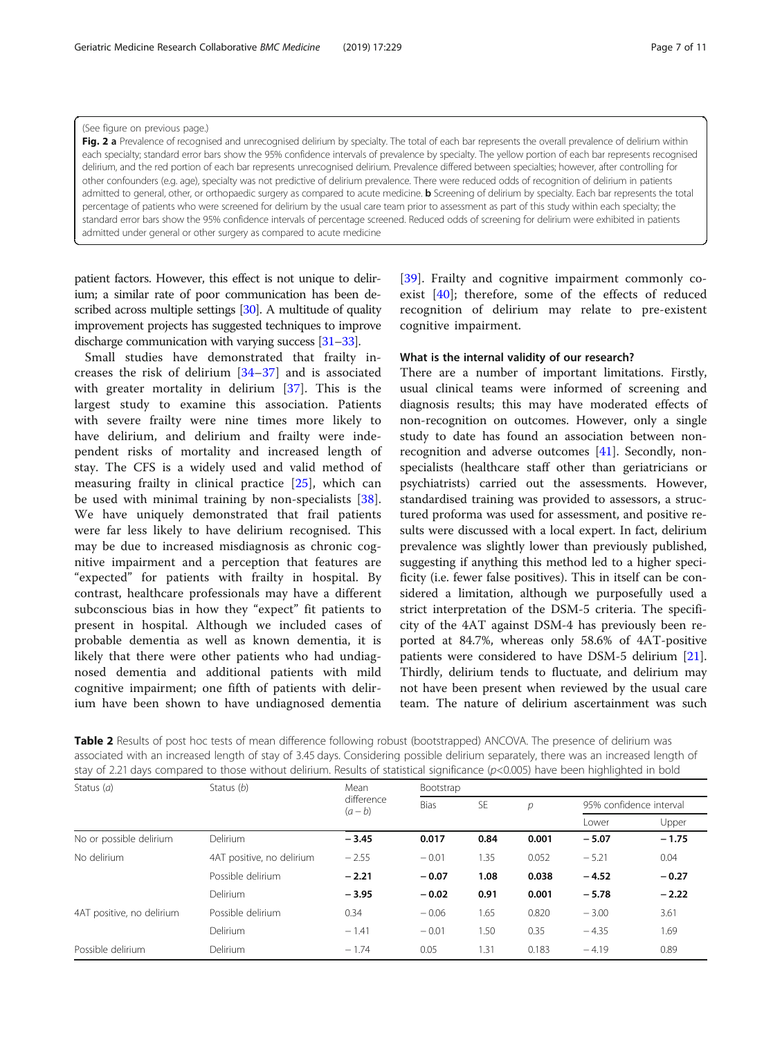(See figure on previous page.)

**Fig. 2** **a** Prevalence of recognised and unrecognised delirium by specialty. The total of each bar represents the overall prevalence of delirium within each specialty; standard error bars show the 95% confidence intervals of prevalence by specialty. The yellow portion of each bar represents recognised delirium, and the red portion of each bar represents unrecognised delirium. Prevalence differed between specialties; however, after controlling for other confounders (e.g. age), specialty was not predictive of delirium prevalence. There were reduced odds of recognition of delirium in patients admitted to general, other, or orthopaedic surgery as compared to acute medicine. **b** Screening of delirium by specialty. Each bar represents the total percentage of patients who were screened for delirium by the usual care team prior to assessment as part of this study within each specialty; the standard error bars show the 95% confidence intervals of percentage screened. Reduced odds of screening for delirium were exhibited in patients admitted under general or other surgery as compared to acute medicine

patient factors. However, this effect is not unique to delirium; a similar rate of poor communication has been described across multiple settings [30]. A multitude of quality improvement projects has suggested techniques to improve discharge communication with varying success [31–33].

Small studies have demonstrated that frailty increases the risk of delirium [34–37] and is associated with greater mortality in delirium [37]. This is the largest study to examine this association. Patients with severe frailty were nine times more likely to have delirium, and delirium and frailty were independent risks of mortality and increased length of stay. The CFS is a widely used and valid method of measuring frailty in clinical practice [25], which can be used with minimal training by non-specialists [38]. We have uniquely demonstrated that frail patients were far less likely to have delirium recognised. This may be due to increased misdiagnosis as chronic cognitive impairment and a perception that features are "expected" for patients with frailty in hospital. By contrast, healthcare professionals may have a different subconscious bias in how they "expect" fit patients to present in hospital. Although we included cases of probable dementia as well as known dementia, it is likely that there were other patients who had undiagnosed dementia and additional patients with mild cognitive impairment; one fifth of patients with delirium have been shown to have undiagnosed dementia [39]. Frailty and cognitive impairment commonly co-exist [40]; therefore, some of the effects of reduced recognition of delirium may relate to pre-existent cognitive impairment.

### What is the internal validity of our research?

There are a number of important limitations. Firstly, usual clinical teams were informed of screening and diagnosis results; this may have moderated effects of non-recognition on outcomes. However, only a single study to date has found an association between non-recognition and adverse outcomes [41]. Secondly, non-specialists (healthcare staff other than geriatricians or psychiatrists) carried out the assessments. However, standardised training was provided to assessors, a structured proforma was used for assessment, and positive results were discussed with a local expert. In fact, delirium prevalence was slightly lower than previously published, suggesting if anything this method led to a higher specificity (i.e. fewer false positives). This in itself can be considered a limitation, although we purposefully used a strict interpretation of the DSM-5 criteria. The specificity of the 4AT against DSM-4 has previously been reported at 84.7%, whereas only 58.6% of 4AT-positive patients were considered to have DSM-5 delirium [21]. Thirdly, delirium tends to fluctuate, and delirium may not have been present when reviewed by the usual care team. The nature of delirium ascertainment was such

**Table 2** Results of post hoc tests of mean difference following robust (bootstrapped) ANCOVA. The presence of delirium was associated with an increased length of stay of 3.45 days. Considering possible delirium separately, there was an increased length of stay of 2.21 days compared to those without delirium. Results of statistical significance ($p$<0.005) have been highlighted in bold

| Status ($a$) | Status ($b$) | Mean difference ($a-b$) | Bootstrap | | | | |
|---|---|---|---|---|---|---|---|
| | | | Bias | SE | $p$ | 95% confidence interval | |
| | | | | | | Lower | Upper |
| No or possible delirium | Delirium | **−3.45** | **0.017** | **0.84** | **0.001** | **−5.07** | **−1.75** |
| No delirium | 4AT positive, no delirium | −2.55 | −0.01 | 1.35 | 0.052 | −5.21 | 0.04 |
| | Possible delirium | **−2.21** | **−0.07** | **1.08** | **0.038** | **−4.52** | **−0.27** |
| | Delirium | **−3.95** | **−0.02** | **0.91** | **0.001** | **−5.78** | **−2.22** |
| 4AT positive, no delirium | Possible delirium | 0.34 | −0.06 | 1.65 | 0.820 | −3.00 | 3.61 |
| | Delirium | −1.41 | −0.01 | 1.50 | 0.35 | −4.35 | 1.69 |
| Possible delirium | Delirium | −1.74 | 0.05 | 1.31 | 0.183 | −4.19 | 0.89 |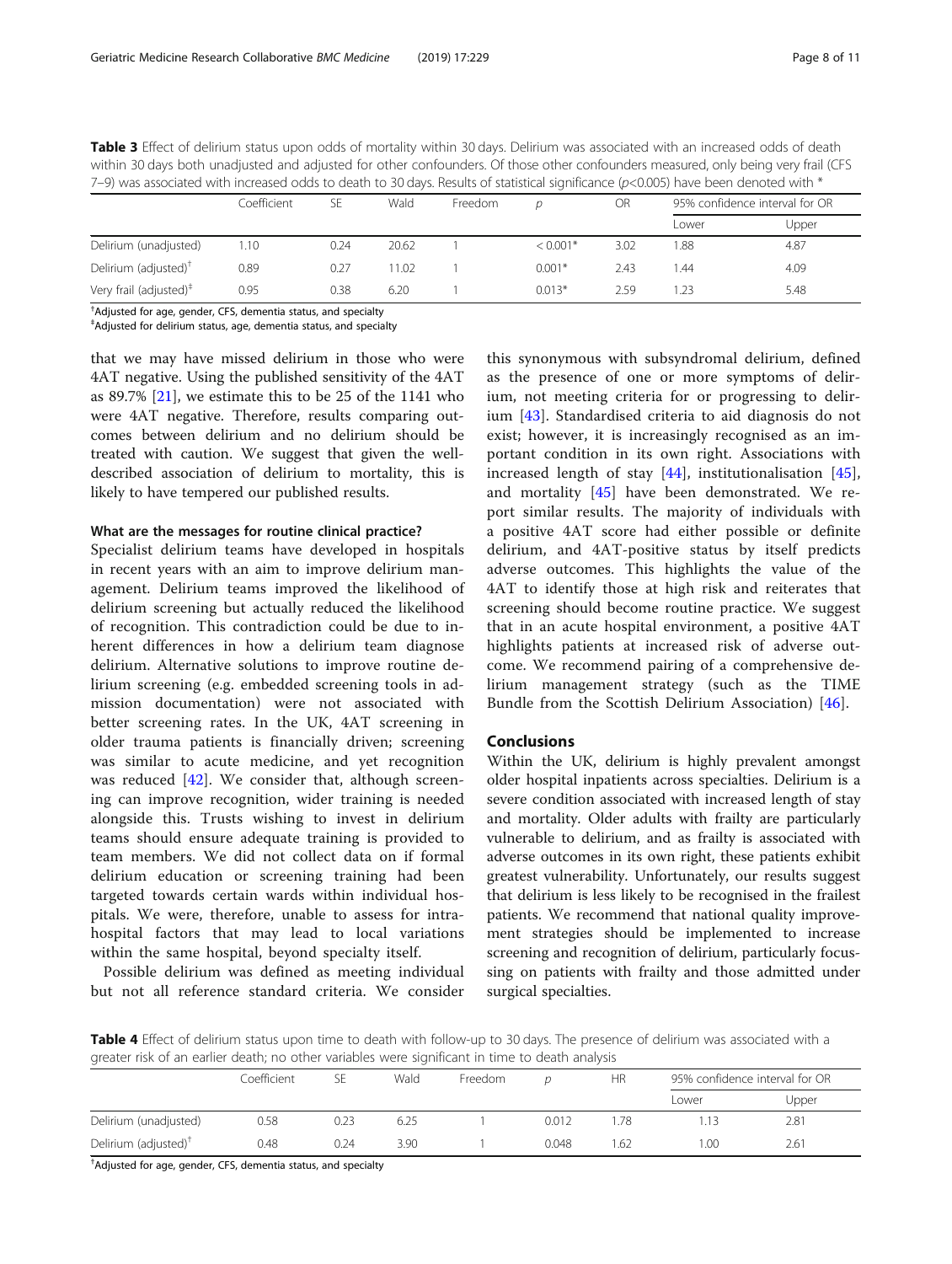**Table 3** Effect of delirium status upon odds of mortality within 30 days. Delirium was associated with an increased odds of death within 30 days both unadjusted and adjusted for other confounders. Of those other confounders measured, only being very frail (CFS 7–9) was associated with increased odds to death to 30 days. Results of statistical significance ($p$<0.005) have been denoted with *

| | Coefficient | SE | Wald | Freedom | $p$ | OR | 95% confidence interval for OR | |
|---|---|---|---|---|---|---|---|---|
| | | | | | | | Lower | Upper |
| Delirium (unadjusted) | 1.10 | 0.24 | 20.62 | 1 | < 0.001* | 3.02 | 1.88 | 4.87 |
| Delirium (adjusted)[†] | 0.89 | 0.27 | 11.02 | 1 | 0.001* | 2.43 | 1.44 | 4.09 |
| Very frail (adjusted)[‡] | 0.95 | 0.38 | 6.20 | 1 | 0.013* | 2.59 | 1.23 | 5.48 |

[†]Adjusted for age, gender, CFS, dementia status, and specialty
[‡]Adjusted for delirium status, age, dementia status, and specialty

that we may have missed delirium in those who were 4AT negative. Using the published sensitivity of the 4AT as 89.7% [21], we estimate this to be 25 of the 1141 who were 4AT negative. Therefore, results comparing outcomes between delirium and no delirium should be treated with caution. We suggest that given the well-described association of delirium to mortality, this is likely to have tempered our published results.

#### What are the messages for routine clinical practice?

Specialist delirium teams have developed in hospitals in recent years with an aim to improve delirium management. Delirium teams improved the likelihood of delirium screening but actually reduced the likelihood of recognition. This contradiction could be due to inherent differences in how a delirium team diagnose delirium. Alternative solutions to improve routine delirium screening (e.g. embedded screening tools in admission documentation) were not associated with better screening rates. In the UK, 4AT screening in older trauma patients is financially driven; screening was similar to acute medicine, and yet recognition was reduced [42]. We consider that, although screening can improve recognition, wider training is needed alongside this. Trusts wishing to invest in delirium teams should ensure adequate training is provided to team members. We did not collect data on if formal delirium education or screening training had been targeted towards certain wards within individual hospitals. We were, therefore, unable to assess for intra-hospital factors that may lead to local variations within the same hospital, beyond specialty itself.

Possible delirium was defined as meeting individual but not all reference standard criteria. We consider this synonymous with subsyndromal delirium, defined as the presence of one or more symptoms of delirium, not meeting criteria for or progressing to delirium [43]. Standardised criteria to aid diagnosis do not exist; however, it is increasingly recognised as an important condition in its own right. Associations with increased length of stay [44], institutionalisation [45], and mortality [45] have been demonstrated. We report similar results. The majority of individuals with a positive 4AT score had either possible or definite delirium, and 4AT-positive status by itself predicts adverse outcomes. This highlights the value of the 4AT to identify those at high risk and reiterates that screening should become routine practice. We suggest that in an acute hospital environment, a positive 4AT highlights patients at increased risk of adverse outcome. We recommend pairing of a comprehensive delirium management strategy (such as the TIME Bundle from the Scottish Delirium Association) [46].

## Conclusions

Within the UK, delirium is highly prevalent amongst older hospital inpatients across specialties. Delirium is a severe condition associated with increased length of stay and mortality. Older adults with frailty are particularly vulnerable to delirium, and as frailty is associated with adverse outcomes in its own right, these patients exhibit greatest vulnerability. Unfortunately, our results suggest that delirium is less likely to be recognised in the frailest patients. We recommend that national quality improvement strategies should be implemented to increase screening and recognition of delirium, particularly focussing on patients with frailty and those admitted under surgical specialties.

**Table 4** Effect of delirium status upon time to death with follow-up to 30 days. The presence of delirium was associated with a greater risk of an earlier death; no other variables were significant in time to death analysis

| | Coefficient | SE | Wald | Freedom | $p$ | HR | 95% confidence interval for OR | |
|---|---|---|---|---|---|---|---|---|
| | | | | | | | Lower | Upper |
| Delirium (unadjusted) | 0.58 | 0.23 | 6.25 | 1 | 0.012 | 1.78 | 1.13 | 2.81 |
| Delirium (adjusted)[†] | 0.48 | 0.24 | 3.90 | 1 | 0.048 | 1.62 | 1.00 | 2.61 |

[†]Adjusted for age, gender, CFS, dementia status, and specialty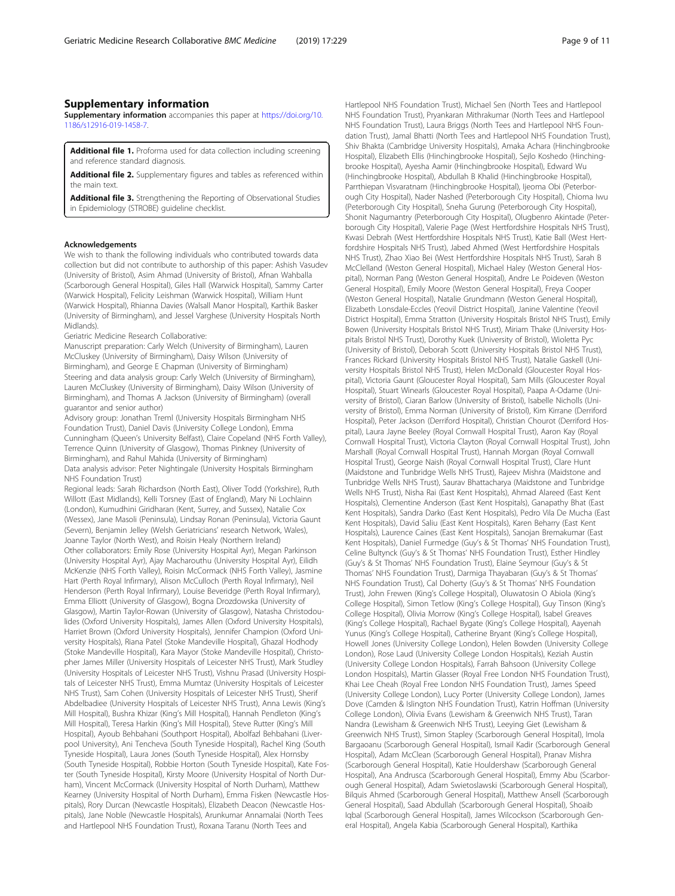## Supplementary information

**Supplementary information** accompanies this paper at https://doi.org/10.1186/s12916-019-1458-7.

**Additional file 1.** Proforma used for data collection including screening and reference standard diagnosis.

**Additional file 2.** Supplementary figures and tables as referenced within the main text.

**Additional file 3.** Strengthening the Reporting of Observational Studies in Epidemiology (STROBE) guideline checklist.

#### Acknowledgements

We wish to thank the following individuals who contributed towards data collection but did not contribute to authorship of this paper: Ashish Vasudev (University of Bristol), Asim Ahmad (University of Bristol), Afnan Wahballa (Scarborough General Hospital), Giles Hall (Warwick Hospital), Sammy Carter (Warwick Hospital), Felicity Leishman (Warwick Hospital), William Hunt (Warwick Hospital), Rhianna Davies (Walsall Manor Hospital), Karthik Basker (University of Birmingham), and Jessel Varghese (University Hospitals North Midlands).

Geriatric Medicine Research Collaborative:

Manuscript preparation: Carly Welch (University of Birmingham), Lauren McCluskey (University of Birmingham), Daisy Wilson (University of Birmingham), and George E Chapman (University of Birmingham)

Steering and data analysis group: Carly Welch (University of Birmingham), Lauren McCluskey (University of Birmingham), Daisy Wilson (University of Birmingham), and Thomas A Jackson (University of Birmingham) (overall guarantor and senior author)

Advisory group: Jonathan Treml (University Hospitals Birmingham NHS Foundation Trust), Daniel Davis (University College London), Emma Cunningham (Queen's University Belfast), Claire Copeland (NHS Forth Valley), Terrence Quinn (University of Glasgow), Thomas Pinkney (University of Birmingham), and Rahul Mahida (University of Birmingham)

Data analysis advisor: Peter Nightingale (University Hospitals Birmingham NHS Foundation Trust)

Regional leads: Sarah Richardson (North East), Oliver Todd (Yorkshire), Ruth Willott (East Midlands), Kelli Torsney (East of England), Mary Ni Lochlainn (London), Kumudhini Giridharan (Kent, Surrey, and Sussex), Natalie Cox (Wessex), Jane Masoli (Peninsula), Lindsay Ronan (Peninsula), Victoria Gaunt (Severn), Benjamin Jelley (Welsh Geriatricians' research Network, Wales), Joanne Taylor (North West), and Roisin Healy (Northern Ireland)

Other collaborators: Emily Rose (University Hospital Ayr), Megan Parkinson (University Hospital Ayr), Ajay Macharouthu (University Hospital Ayr), Eilidh McKenzie (NHS Forth Valley), Roisin McCormack (NHS Forth Valley), Jasmine Hart (Perth Royal Infirmary), Alison McCulloch (Perth Royal Infirmary), Neil Henderson (Perth Royal Infirmary), Louise Beveridge (Perth Royal Infirmary), Emma Elliott (University of Glasgow), Bogna Drozdowska (University of Glasgow), Martin Taylor-Rowan (University of Glasgow), Natasha Christodoulides (Oxford University Hospitals), James Allen (Oxford University Hospitals), Harriet Brown (Oxford University Hospitals), Jennifer Champion (Oxford University Hospitals), Riana Patel (Stoke Mandeville Hospital), Ghazal Hodhody (Stoke Mandeville Hospital), Kara Mayor (Stoke Mandeville Hospital), Christopher James Miller (University Hospitals of Leicester NHS Trust), Mark Studley (University Hospitals of Leicester NHS Trust), Vishnu Prasad (University Hospitals of Leicester NHS Trust), Emma Mumtaz (University Hospitals of Leicester NHS Trust), Sam Cohen (University Hospitals of Leicester NHS Trust), Sherif Abdelbadiee (University Hospitals of Leicester NHS Trust), Anna Lewis (King's Mill Hospital), Bushra Khizar (King's Mill Hospital), Hannah Pendleton (King's Mill Hospital), Teresa Harkin (King's Mill Hospital), Steve Rutter (King's Mill Hospital), Ayoub Behbahani (Southport Hospital), Abolfazl Behbahani (Liverpool University), Ani Tencheva (South Tyneside Hospital), Rachel King (South Tyneside Hospital), Laura Jones (South Tyneside Hospital), Alex Hornsby (South Tyneside Hospital), Robbie Horton (South Tyneside Hospital), Kate Foster (South Tyneside Hospital), Kirsty Moore (University Hospital of North Durham), Vincent McCormack (University Hospital of North Durham), Matthew Kearney (University Hospital of North Durham), Emma Fisken (Newcastle Hospitals), Rory Durcan (Newcastle Hospitals), Elizabeth Deacon (Newcastle Hospitals), Jane Noble (Newcastle Hospitals), Arunkumar Annamalai (North Tees and Hartlepool NHS Foundation Trust), Roxana Taranu (North Tees and Hartlepool NHS Foundation Trust), Michael Sen (North Tees and Hartlepool NHS Foundation Trust), Pryankaran Mithrakumar (North Tees and Hartlepool NHS Foundation Trust), Laura Briggs (North Tees and Hartlepool NHS Foundation Trust), Jamal Bhatti (North Tees and Hartlepool NHS Foundation Trust), Shiv Bhakta (Cambridge University Hospitals), Amaka Achara (Hinchingbrooke Hospital), Elizabeth Ellis (Hinchingbrooke Hospital), Sejlo Koshedo (Hinchingbrooke Hospital), Ayesha Aamir (Hinchingbrooke Hospital), Edward Wu (Hinchingbrooke Hospital), Abdullah B Khalid (Hinchingbrooke Hospital), Parrthiepan Visvaratnam (Hinchingbrooke Hospital), Ijeoma Obi (Peterborough City Hospital), Nader Nashed (Peterborough City Hospital), Chioma Iwu (Peterborough City Hospital), Sneha Gurung (Peterborough City Hospital), Shonit Nagumantry (Peterborough City Hospital), Olugbenro Akintade (Peterborough City Hospital), Valerie Page (West Hertfordshire Hospitals NHS Trust), Kwasi Debrah (West Hertfordshire Hospitals NHS Trust), Katie Ball (West Hertfordshire Hospitals NHS Trust), Jabed Ahmed (West Hertfordshire Hospitals NHS Trust), Zhao Xiao Bei (West Hertfordshire Hospitals NHS Trust), Sarah B McClelland (Weston General Hospital), Michael Haley (Weston General Hospital), Norman Pang (Weston General Hospital), Andre Le Poideven (Weston General Hospital), Emily Moore (Weston General Hospital), Freya Cooper (Weston General Hospital), Natalie Grundmann (Weston General Hospital), Elizabeth Lonsdale-Eccles (Yeovil District Hospital), Janine Valentine (Yeovil District Hospital), Emma Stratton (University Hospitals Bristol NHS Trust), Emily Bowen (University Hospitals Bristol NHS Trust), Miriam Thake (University Hospitals Bristol NHS Trust), Dorothy Kuek (University of Bristol), Wioletta Pyc (University of Bristol), Deborah Scott (University Hospitals Bristol NHS Trust), Frances Rickard (University Hospitals Bristol NHS Trust), Natalie Gaskell (University Hospitals Bristol NHS Trust), Helen McDonald (Gloucester Royal Hospital), Victoria Gaunt (Gloucester Royal Hospital), Sam Mills (Gloucester Royal Hospital), Stuart Winearls (Gloucester Royal Hospital), Paapa A-Odame (University of Bristol), Ciaran Barlow (University of Bristol), Isabelle Nicholls (University of Bristol), Emma Norman (University of Bristol), Kim Kirrane (Derriford Hospital), Peter Jackson (Derriford Hospital), Christian Chourot (Derriford Hospital), Laura Jayne Beeley (Royal Cornwall Hospital Trust), Aaron Kay (Royal Cornwall Hospital Trust), Victoria Clayton (Royal Cornwall Hospital Trust), John Marshall (Royal Cornwall Hospital Trust), Hannah Morgan (Royal Cornwall Hospital Trust), George Naish (Royal Cornwall Hospital Trust), Clare Hunt (Maidstone and Tunbridge Wells NHS Trust), Rajeev Mishra (Maidstone and Tunbridge Wells NHS Trust), Saurav Bhattacharya (Maidstone and Tunbridge Wells NHS Trust), Nisha Rai (East Kent Hospitals), Ahmad Alareed (East Kent Hospitals), Clementine Anderson (East Kent Hospitals), Ganapathy Bhat (East Kent Hospitals), Sandra Darko (East Kent Hospitals), Pedro Vila De Mucha (East Kent Hospitals), David Saliu (East Kent Hospitals), Karen Beharry (East Kent Hospitals), Laurence Caines (East Kent Hospitals), Sanojan Bremakumar (East Kent Hospitals), Daniel Furmedge (Guy's & St Thomas' NHS Foundation Trust), Celine Bultynck (Guy's & St Thomas' NHS Foundation Trust), Esther Hindley (Guy's & St Thomas' NHS Foundation Trust), Elaine Seymour (Guy's & St Thomas' NHS Foundation Trust), Darmiga Thayabaran (Guy's & St Thomas' NHS Foundation Trust), Cal Doherty (Guy's & St Thomas' NHS Foundation Trust), John Frewen (King's College Hospital), Oluwatosin O Abiola (King's College Hospital), Simon Tetlow (King's College Hospital), Guy Tinson (King's College Hospital), Olivia Morrow (King's College Hospital), Isabel Greaves (King's College Hospital), Rachael Bygate (King's College Hospital), Aayenah Yunus (King's College Hospital), Catherine Bryant (King's College Hospital), Howell Jones (University College London), Helen Bowden (University College London), Rose Laud (University College London Hospitals), Keziah Austin (University College London Hospitals), Farrah Bahsoon (University College London Hospitals), Martin Glasser (Royal Free London NHS Foundation Trust), Khai Lee Cheah (Royal Free London NHS Foundation Trust), James Speed (University College London), Lucy Porter (University College London), James Dove (Camden & Islington NHS Foundation Trust), Katrin Hoffman (University College London), Olivia Evans (Lewisham & Greenwich NHS Trust), Taran Nandra (Lewisham & Greenwich NHS Trust), Leeying Giet (Lewisham & Greenwich NHS Trust), Simon Stapley (Scarborough General Hospital), Imola Bargaoanu (Scarborough General Hospital), Ismail Kadir (Scarborough General Hospital), Adam McClean (Scarborough General Hospital), Pranav Mishra (Scarborough General Hospital), Katie Houldershaw (Scarborough General Hospital), Ana Andrusca (Scarborough General Hospital), Emmy Abu (Scarborough General Hospital), Adam Swietoslawski (Scarborough General Hospital), Bilquis Ahmed (Scarborough General Hospital), Matthew Ansell (Scarborough General Hospital), Saad Abdullah (Scarborough General Hospital), Shoaib Iqbal (Scarborough General Hospital), James Wilcockson (Scarborough General Hospital), Angela Kabia (Scarborough General Hospital), Karthika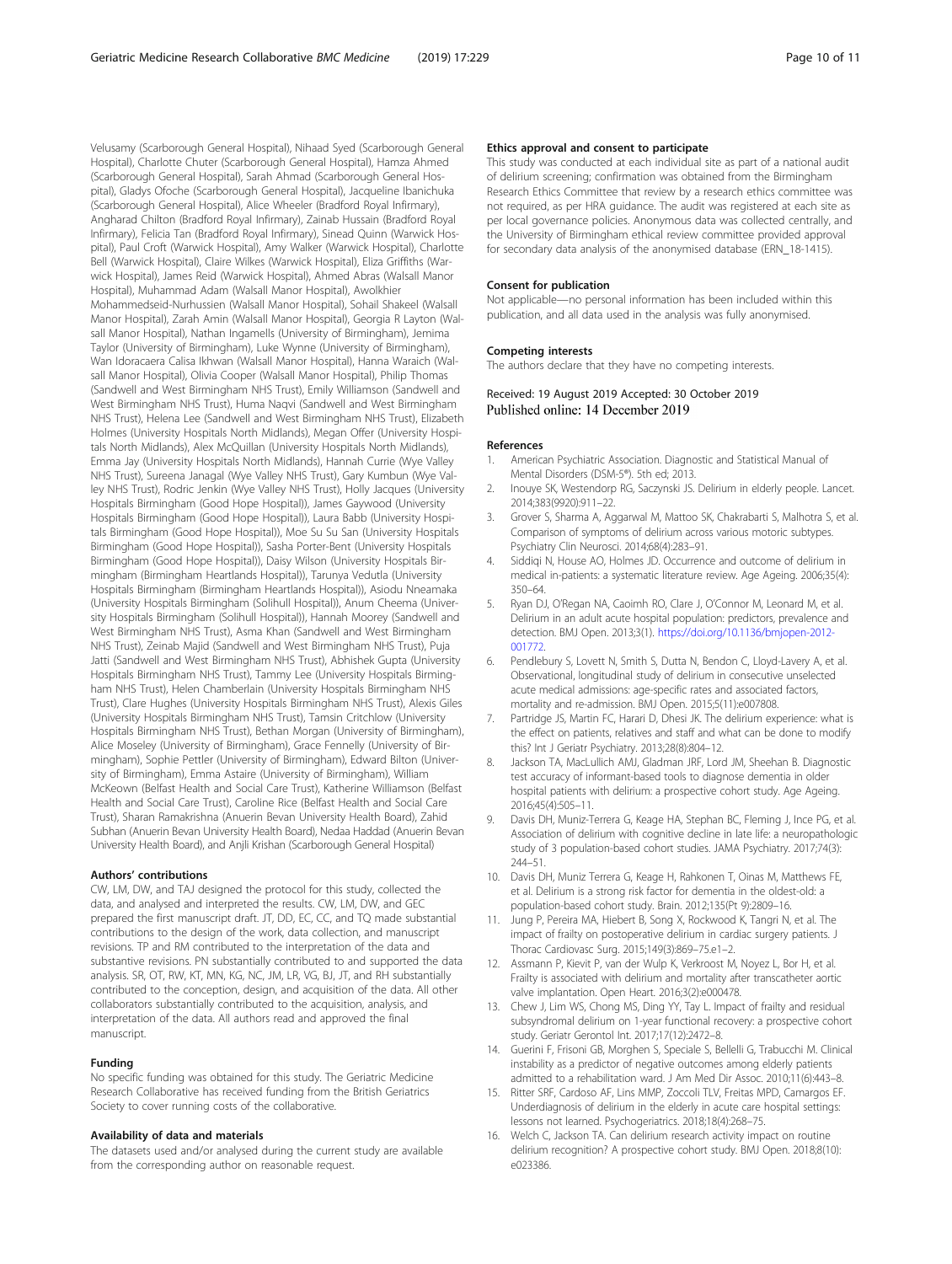Velusamy (Scarborough General Hospital), Nihaad Syed (Scarborough General Hospital), Charlotte Chuter (Scarborough General Hospital), Hamza Ahmed (Scarborough General Hospital), Sarah Ahmad (Scarborough General Hospital), Gladys Ofoche (Scarborough General Hospital), Jacqueline Ibanichuka (Scarborough General Hospital), Alice Wheeler (Bradford Royal Infirmary), Angharad Chilton (Bradford Royal Infirmary), Zainab Hussain (Bradford Royal Infirmary), Felicia Tan (Bradford Royal Infirmary), Sinead Quinn (Warwick Hospital), Paul Croft (Warwick Hospital), Amy Walker (Warwick Hospital), Charlotte Bell (Warwick Hospital), Claire Wilkes (Warwick Hospital), Eliza Griffiths (Warwick Hospital), James Reid (Warwick Hospital), Ahmed Abras (Walsall Manor Hospital), Muhammad Adam (Walsall Manor Hospital), Awolkhier Mohammedseid-Nurhussien (Walsall Manor Hospital), Sohail Shakeel (Walsall Manor Hospital), Zarah Amin (Walsall Manor Hospital), Georgia R Layton (Walsall Manor Hospital), Nathan Ingamells (University of Birmingham), Jemima Taylor (University of Birmingham), Luke Wynne (University of Birmingham), Wan Idoracaera Calisa Ikhwan (Walsall Manor Hospital), Hanna Waraich (Walsall Manor Hospital), Olivia Cooper (Walsall Manor Hospital), Philip Thomas (Sandwell and West Birmingham NHS Trust), Emily Williamson (Sandwell and West Birmingham NHS Trust), Huma Naqvi (Sandwell and West Birmingham NHS Trust), Helena Lee (Sandwell and West Birmingham NHS Trust), Elizabeth Holmes (University Hospitals North Midlands), Megan Offer (University Hospitals North Midlands), Alex McQuillan (University Hospitals North Midlands), Emma Jay (University Hospitals North Midlands), Hannah Currie (Wye Valley NHS Trust), Sureena Janagal (Wye Valley NHS Trust), Gary Kumbun (Wye Valley NHS Trust), Rodric Jenkin (Wye Valley NHS Trust), Holly Jacques (University Hospitals Birmingham (Good Hope Hospital)), James Gaywood (University Hospitals Birmingham (Good Hope Hospital)), Laura Babb (University Hospitals Birmingham (Good Hope Hospital)), Moe Su Su San (University Hospitals Birmingham (Good Hope Hospital)), Sasha Porter-Bent (University Hospitals Birmingham (Good Hope Hospital)), Daisy Wilson (University Hospitals Birmingham (Birmingham Heartlands Hospital)), Tarunya Vedutla (University Hospitals Birmingham (Birmingham Heartlands Hospital)), Asiodu Nneamaka (University Hospitals Birmingham (Solihull Hospital)), Anum Cheema (University Hospitals Birmingham (Solihull Hospital)), Hannah Moorey (Sandwell and West Birmingham NHS Trust), Asma Khan (Sandwell and West Birmingham NHS Trust), Zeinab Majid (Sandwell and West Birmingham NHS Trust), Puja Jatti (Sandwell and West Birmingham NHS Trust), Abhishek Gupta (University Hospitals Birmingham NHS Trust), Tammy Lee (University Hospitals Birmingham NHS Trust), Helen Chamberlain (University Hospitals Birmingham NHS Trust), Clare Hughes (University Hospitals Birmingham NHS Trust), Alexis Giles (University Hospitals Birmingham NHS Trust), Tamsin Critchlow (University Hospitals Birmingham NHS Trust), Bethan Morgan (University of Birmingham), Alice Moseley (University of Birmingham), Grace Fennelly (University of Birmingham), Sophie Pettler (University of Birmingham), Edward Bilton (University of Birmingham), Emma Astaire (University of Birmingham), William McKeown (Belfast Health and Social Care Trust), Katherine Williamson (Belfast Health and Social Care Trust), Caroline Rice (Belfast Health and Social Care Trust), Sharan Ramakrishna (Anuerin Bevan University Health Board), Zahid Subhan (Anuerin Bevan University Health Board), Nedaa Haddad (Anuerin Bevan University Health Board), and Anjli Krishan (Scarborough General Hospital)

#### Authors' contributions

CW, LM, DW, and TAJ designed the protocol for this study, collected the data, and analysed and interpreted the results. CW, LM, DW, and GEC prepared the first manuscript draft. JT, DD, EC, CC, and TQ made substantial contributions to the design of the work, data collection, and manuscript revisions. TP and RM contributed to the interpretation of the data and substantive revisions. PN substantially contributed to and supported the data analysis. SR, OT, RW, KT, MN, KG, NC, JM, LR, VG, BJ, JT, and RH substantially contributed to the conception, design, and acquisition of the data. All other collaborators substantially contributed to the acquisition, analysis, and interpretation of the data. All authors read and approved the final manuscript.

#### Funding

No specific funding was obtained for this study. The Geriatric Medicine Research Collaborative has received funding from the British Geriatrics Society to cover running costs of the collaborative.

#### Availability of data and materials

The datasets used and/or analysed during the current study are available from the corresponding author on reasonable request.

#### Ethics approval and consent to participate

This study was conducted at each individual site as part of a national audit of delirium screening; confirmation was obtained from the Birmingham Research Ethics Committee that review by a research ethics committee was not required, as per HRA guidance. The audit was registered at each site as per local governance policies. Anonymous data was collected centrally, and the University of Birmingham ethical review committee provided approval for secondary data analysis of the anonymised database (ERN_18-1415).

#### Consent for publication

Not applicable—no personal information has been included within this publication, and all data used in the analysis was fully anonymised.

#### Competing interests

The authors declare that they have no competing interests.

Received: 19 August 2019 Accepted: 30 October 2019
Published online: 14 December 2019

#### References

1. American Psychiatric Association. Diagnostic and Statistical Manual of Mental Disorders (DSM-5®). 5th ed; 2013.
2. Inouye SK, Westendorp RG, Saczynski JS. Delirium in elderly people. Lancet. 2014;383(9920):911–22.
3. Grover S, Sharma A, Aggarwal M, Mattoo SK, Chakrabarti S, Malhotra S, et al. Comparison of symptoms of delirium across various motoric subtypes. Psychiatry Clin Neurosci. 2014;68(4):283–91.
4. Siddiqi N, House AO, Holmes JD. Occurrence and outcome of delirium in medical in-patients: a systematic literature review. Age Ageing. 2006;35(4): 350–64.
5. Ryan DJ, O'Regan NA, Caoimh RO, Clare J, O'Connor M, Leonard M, et al. Delirium in an adult acute hospital population: predictors, prevalence and detection. BMJ Open. 2013;3(1). https://doi.org/10.1136/bmjopen-2012-001772.
6. Pendlebury S, Lovett N, Smith S, Dutta N, Bendon C, Lloyd-Lavery A, et al. Observational, longitudinal study of delirium in consecutive unselected acute medical admissions: age-specific rates and associated factors, mortality and re-admission. BMJ Open. 2015;5(11):e007808.
7. Partridge JS, Martin FC, Harari D, Dhesi JK. The delirium experience: what is the effect on patients, relatives and staff and what can be done to modify this? Int J Geriatr Psychiatry. 2013;28(8):804–12.
8. Jackson TA, MacLullich AMJ, Gladman JRF, Lord JM, Sheehan B. Diagnostic test accuracy of informant-based tools to diagnose dementia in older hospital patients with delirium: a prospective cohort study. Age Ageing. 2016;45(4):505–11.
9. Davis DH, Muniz-Terrera G, Keage HA, Stephan BC, Fleming J, Ince PG, et al. Association of delirium with cognitive decline in late life: a neuropathologic study of 3 population-based cohort studies. JAMA Psychiatry. 2017;74(3): 244–51.
10. Davis DH, Muniz Terrera G, Keage H, Rahkonen T, Oinas M, Matthews FE, et al. Delirium is a strong risk factor for dementia in the oldest-old: a population-based cohort study. Brain. 2012;135(Pt 9):2809–16.
11. Jung P, Pereira MA, Hiebert B, Song X, Rockwood K, Tangri N, et al. The impact of frailty on postoperative delirium in cardiac surgery patients. J Thorac Cardiovasc Surg. 2015;149(3):869–75.e1–2.
12. Assmann P, Kievit P, van der Wulp K, Verkroost M, Noyez L, Bor H, et al. Frailty is associated with delirium and mortality after transcatheter aortic valve implantation. Open Heart. 2016;3(2):e000478.
13. Chew J, Lim WS, Chong MS, Ding YY, Tay L. Impact of frailty and residual subsyndromal delirium on 1-year functional recovery: a prospective cohort study. Geriatr Gerontol Int. 2017;17(12):2472–8.
14. Guerini F, Frisoni GB, Morghen S, Speciale S, Bellelli G, Trabucchi M. Clinical instability as a predictor of negative outcomes among elderly patients admitted to a rehabilitation ward. J Am Med Dir Assoc. 2010;11(6):443–8.
15. Ritter SRF, Cardoso AF, Lins MMP, Zoccoli TLV, Freitas MPD, Camargos EF. Underdiagnosis of delirium in the elderly in acute care hospital settings: lessons not learned. Psychogeriatrics. 2018;18(4):268–75.
16. Welch C, Jackson TA. Can delirium research activity impact on routine delirium recognition? A prospective cohort study. BMJ Open. 2018;8(10): e023386.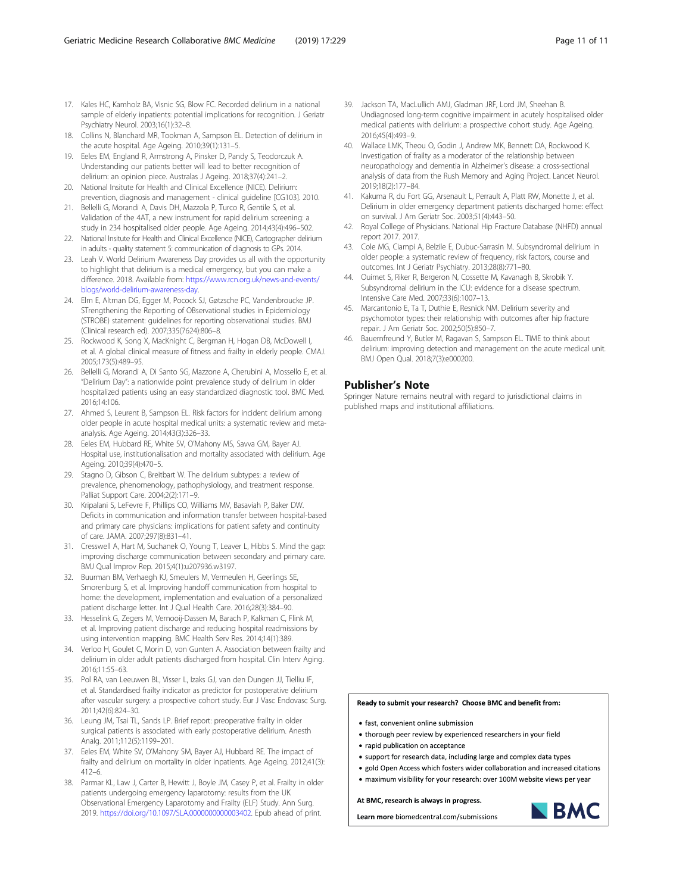17. Kales HC, Kamholz BA, Visnic SG, Blow FC. Recorded delirium in a national sample of elderly inpatients: potential implications for recognition. J Geriatr Psychiatry Neurol. 2003;16(1):32–8.
18. Collins N, Blanchard MR, Tookman A, Sampson EL. Detection of delirium in the acute hospital. Age Ageing. 2010;39(1):131–5.
19. Eeles EM, England R, Armstrong A, Pinsker D, Pandy S, Teodorczuk A. Understanding our patients better will lead to better recognition of delirium: an opinion piece. Australas J Ageing. 2018;37(4):241–2.
20. National Insitute for Health and Clinical Excellence (NICE). Delirium: prevention, diagnosis and management - clinical guideline [CG103]. 2010.
21. Bellelli G, Morandi A, Davis DH, Mazzola P, Turco R, Gentile S, et al. Validation of the 4AT, a new instrument for rapid delirium screening: a study in 234 hospitalised older people. Age Ageing. 2014;43(4):496–502.
22. National Insitute for Health and Clinical Excellence (NICE), Cartographer delirium in adults - quality statement 5: communication of diagnosis to GPs. 2014.
23. Leah V. World Delirium Awareness Day provides us all with the opportunity to highlight that delirium is a medical emergency, but you can make a difference. 2018. Available from: https://www.rcn.org.uk/news-and-events/blogs/world-delirium-awareness-day.
24. Elm E, Altman DG, Egger M, Pocock SJ, Gøtzsche PC, Vandenbroucke JP. STrengthening the Reporting of OBservational studies in Epidemiology (STROBE) statement: guidelines for reporting observational studies. BMJ (Clinical research ed). 2007;335(7624):806–8.
25. Rockwood K, Song X, MacKnight C, Bergman H, Hogan DB, McDowell I, et al. A global clinical measure of fitness and frailty in elderly people. CMAJ. 2005;173(5):489–95.
26. Bellelli G, Morandi A, Di Santo SG, Mazzone A, Cherubini A, Mossello E, et al. "Delirium Day": a nationwide point prevalence study of delirium in older hospitalized patients using an easy standardized diagnostic tool. BMC Med. 2016;14:106.
27. Ahmed S, Leurent B, Sampson EL. Risk factors for incident delirium among older people in acute hospital medical units: a systematic review and meta-analysis. Age Ageing. 2014;43(3):326–33.
28. Eeles EM, Hubbard RE, White SV, O'Mahony MS, Savva GM, Bayer AJ. Hospital use, institutionalisation and mortality associated with delirium. Age Ageing. 2010;39(4):470–5.
29. Stagno D, Gibson C, Breitbart W. The delirium subtypes: a review of prevalence, phenomenology, pathophysiology, and treatment response. Palliat Support Care. 2004;2(2):171–9.
30. Kripalani S, LeFevre F, Phillips CO, Williams MV, Basaviah P, Baker DW. Deficits in communication and information transfer between hospital-based and primary care physicians: implications for patient safety and continuity of care. JAMA. 2007;297(8):831–41.
31. Cresswell A, Hart M, Suchanek O, Young T, Leaver L, Hibbs S. Mind the gap: improving discharge communication between secondary and primary care. BMJ Qual Improv Rep. 2015;4(1):u207936.w3197.
32. Buurman BM, Verhaegh KJ, Smeulers M, Vermeulen H, Geerlings SE, Smorenburg S, et al. Improving handoff communication from hospital to home: the development, implementation and evaluation of a personalized patient discharge letter. Int J Qual Health Care. 2016;28(3):384–90.
33. Hesselink G, Zegers M, Vernooij-Dassen M, Barach P, Kalkman C, Flink M, et al. Improving patient discharge and reducing hospital readmissions by using intervention mapping. BMC Health Serv Res. 2014;14(1):389.
34. Verloo H, Goulet C, Morin D, von Gunten A. Association between frailty and delirium in older adult patients discharged from hospital. Clin Interv Aging. 2016;11:55–63.
35. Pol RA, van Leeuwen BL, Visser L, Izaks GJ, van den Dungen JJ, Tielliu IF, et al. Standardised frailty indicator as predictor for postoperative delirium after vascular surgery: a prospective cohort study. Eur J Vasc Endovasc Surg. 2011;42(6):824–30.
36. Leung JM, Tsai TL, Sands LP. Brief report: preoperative frailty in older surgical patients is associated with early postoperative delirium. Anesth Analg. 2011;112(5):1199–201.
37. Eeles EM, White SV, O'Mahony SM, Bayer AJ, Hubbard RE. The impact of frailty and delirium on mortality in older inpatients. Age Ageing. 2012;41(3):412–6.
38. Parmar KL, Law J, Carter B, Hewitt J, Boyle JM, Casey P, et al. Frailty in older patients undergoing emergency laparotomy: results from the UK Observational Emergency Laparotomy and Frailty (ELF) Study. Ann Surg. 2019. https://doi.org/10.1097/SLA.0000000000003402. Epub ahead of print.
39. Jackson TA, MacLullich AMJ, Gladman JRF, Lord JM, Sheehan B. Undiagnosed long-term cognitive impairment in acutely hospitalised older medical patients with delirium: a prospective cohort study. Age Ageing. 2016;45(4):493–9.
40. Wallace LMK, Theou O, Godin J, Andrew MK, Bennett DA, Rockwood K. Investigation of frailty as a moderator of the relationship between neuropathology and dementia in Alzheimer's disease: a cross-sectional analysis of data from the Rush Memory and Aging Project. Lancet Neurol. 2019;18(2):177–84.
41. Kakuma R, du Fort GG, Arsenault L, Perrault A, Platt RW, Monette J, et al. Delirium in older emergency department patients discharged home: effect on survival. J Am Geriatr Soc. 2003;51(4):443–50.
42. Royal College of Physicians. National Hip Fracture Database (NHFD) annual report 2017. 2017.
43. Cole MG, Ciampi A, Belzile E, Dubuc-Sarrasin M. Subsyndromal delirium in older people: a systematic review of frequency, risk factors, course and outcomes. Int J Geriatr Psychiatry. 2013;28(8):771–80.
44. Ouimet S, Riker R, Bergeron N, Cossette M, Kavanagh B, Skrobik Y. Subsyndromal delirium in the ICU: evidence for a disease spectrum. Intensive Care Med. 2007;33(6):1007–13.
45. Marcantonio E, Ta T, Duthie E, Resnick NM. Delirium severity and psychomotor types: their relationship with outcomes after hip fracture repair. J Am Geriatr Soc. 2002;50(5):850–7.
46. Bauernfreund Y, Butler M, Ragavan S, Sampson EL. TIME to think about delirium: improving detection and management on the acute medical unit. BMJ Open Qual. 2018;7(3):e000200.

## Publisher's Note

Springer Nature remains neutral with regard to jurisdictional claims in published maps and institutional affiliations.

**Ready to submit your research? Choose BMC and benefit from:**

- fast, convenient online submission
- thorough peer review by experienced researchers in your field
- rapid publication on acceptance
- support for research data, including large and complex data types
- gold Open Access which fosters wider collaboration and increased citations
- maximum visibility for your research: over 100M website views per year

**At BMC, research is always in progress.**

**Learn more** biomedcentral.com/submissions

BMC